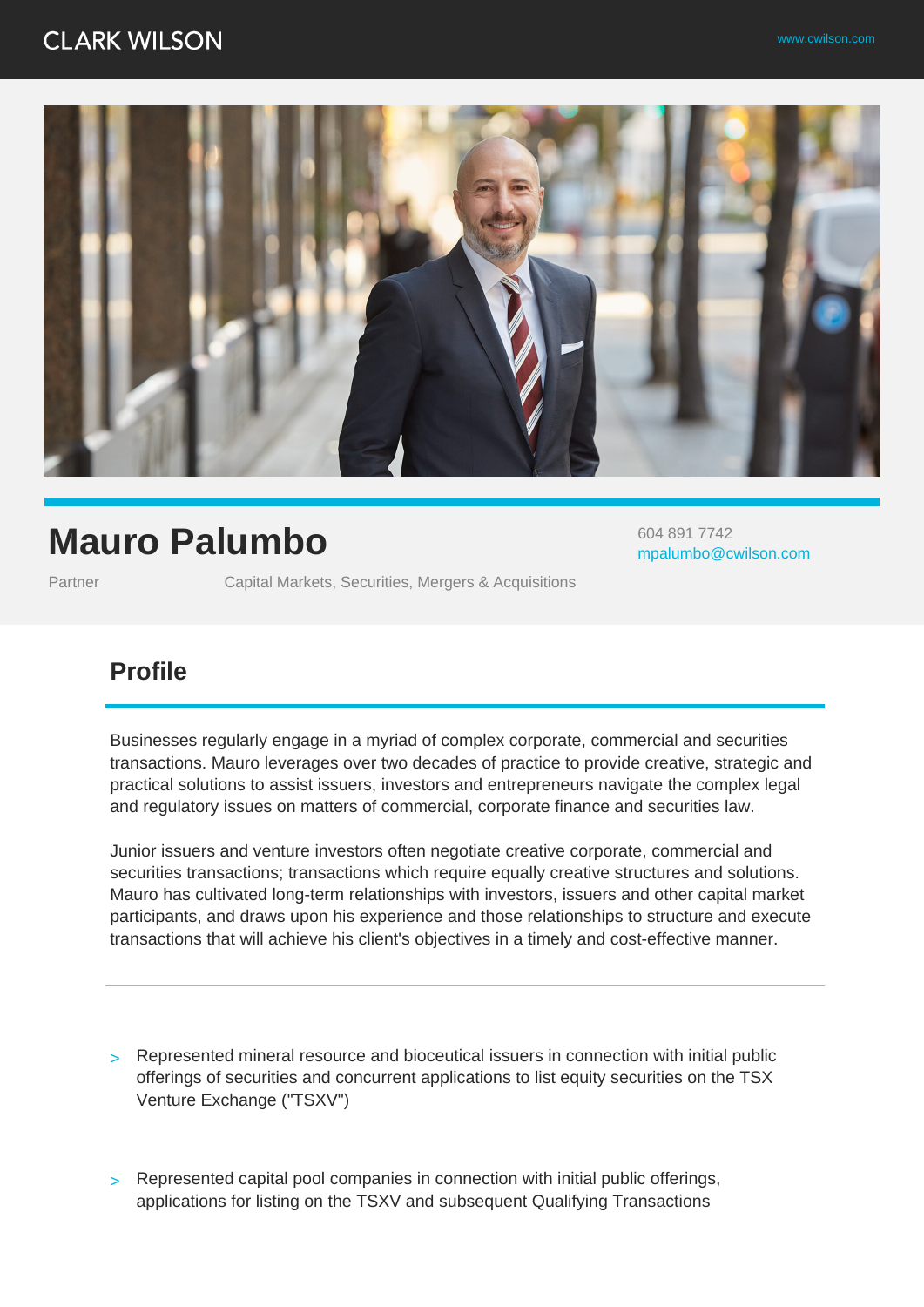CLARK WILSON

www.cwilson.com

# Mauro Palumbo

604 891 7742
mpalumbo@cwilson.com

Partner

Capital Markets, Securities, Mergers & Acquisitions

## Profile

Businesses regularly engage in a myriad of complex corporate, commercial and securities transactions. Mauro leverages over two decades of practice to provide creative, strategic and practical solutions to assist issuers, investors and entrepreneurs navigate the complex legal and regulatory issues on matters of commercial, corporate finance and securities law.

Junior issuers and venture investors often negotiate creative corporate, commercial and securities transactions; transactions which require equally creative structures and solutions. Mauro has cultivated long-term relationships with investors, issuers and other capital market participants, and draws upon his experience and those relationships to structure and execute transactions that will achieve his client's objectives in a timely and cost-effective manner.

---

- Represented mineral resource and bioceutical issuers in connection with initial public offerings of securities and concurrent applications to list equity securities on the TSX Venture Exchange ("TSXV")

- Represented capital pool companies in connection with initial public offerings, applications for listing on the TSXV and subsequent Qualifying Transactions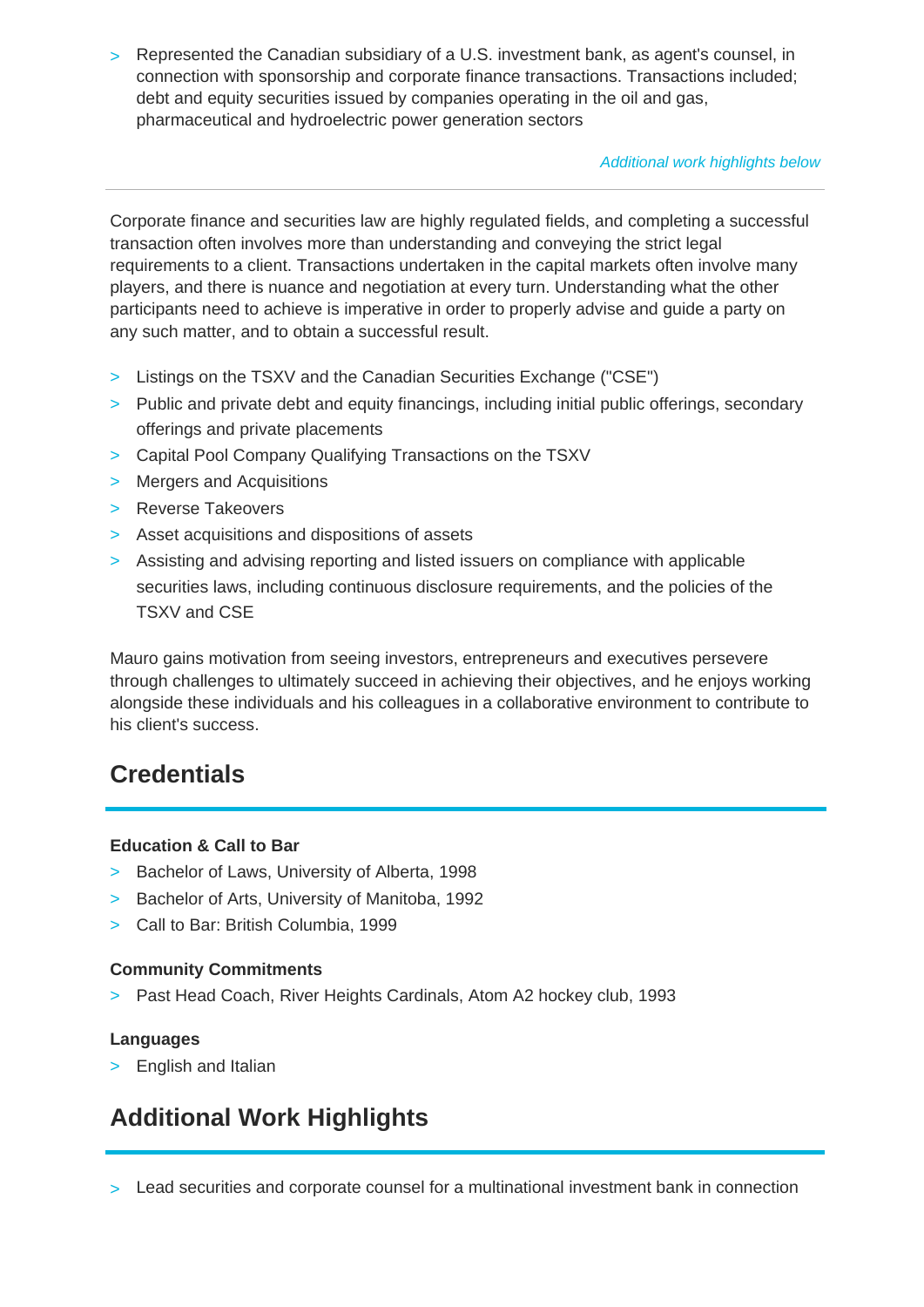- Represented the Canadian subsidiary of a U.S. investment bank, as agent's counsel, in connection with sponsorship and corporate finance transactions. Transactions included; debt and equity securities issued by companies operating in the oil and gas, pharmaceutical and hydroelectric power generation sectors

*Additional work highlights below*

---

Corporate finance and securities law are highly regulated fields, and completing a successful transaction often involves more than understanding and conveying the strict legal requirements to a client. Transactions undertaken in the capital markets often involve many players, and there is nuance and negotiation at every turn. Understanding what the other participants need to achieve is imperative in order to properly advise and guide a party on any such matter, and to obtain a successful result.

- Listings on the TSXV and the Canadian Securities Exchange ("CSE")
- Public and private debt and equity financings, including initial public offerings, secondary offerings and private placements
- Capital Pool Company Qualifying Transactions on the TSXV
- Mergers and Acquisitions
- Reverse Takeovers
- Asset acquisitions and dispositions of assets
- Assisting and advising reporting and listed issuers on compliance with applicable securities laws, including continuous disclosure requirements, and the policies of the TSXV and CSE

Mauro gains motivation from seeing investors, entrepreneurs and executives persevere through challenges to ultimately succeed in achieving their objectives, and he enjoys working alongside these individuals and his colleagues in a collaborative environment to contribute to his client's success.

## Credentials

**Education & Call to Bar**

- Bachelor of Laws, University of Alberta, 1998
- Bachelor of Arts, University of Manitoba, 1992
- Call to Bar: British Columbia, 1999

**Community Commitments**

- Past Head Coach, River Heights Cardinals, Atom A2 hockey club, 1993

**Languages**

- English and Italian

## Additional Work Highlights

- Lead securities and corporate counsel for a multinational investment bank in connection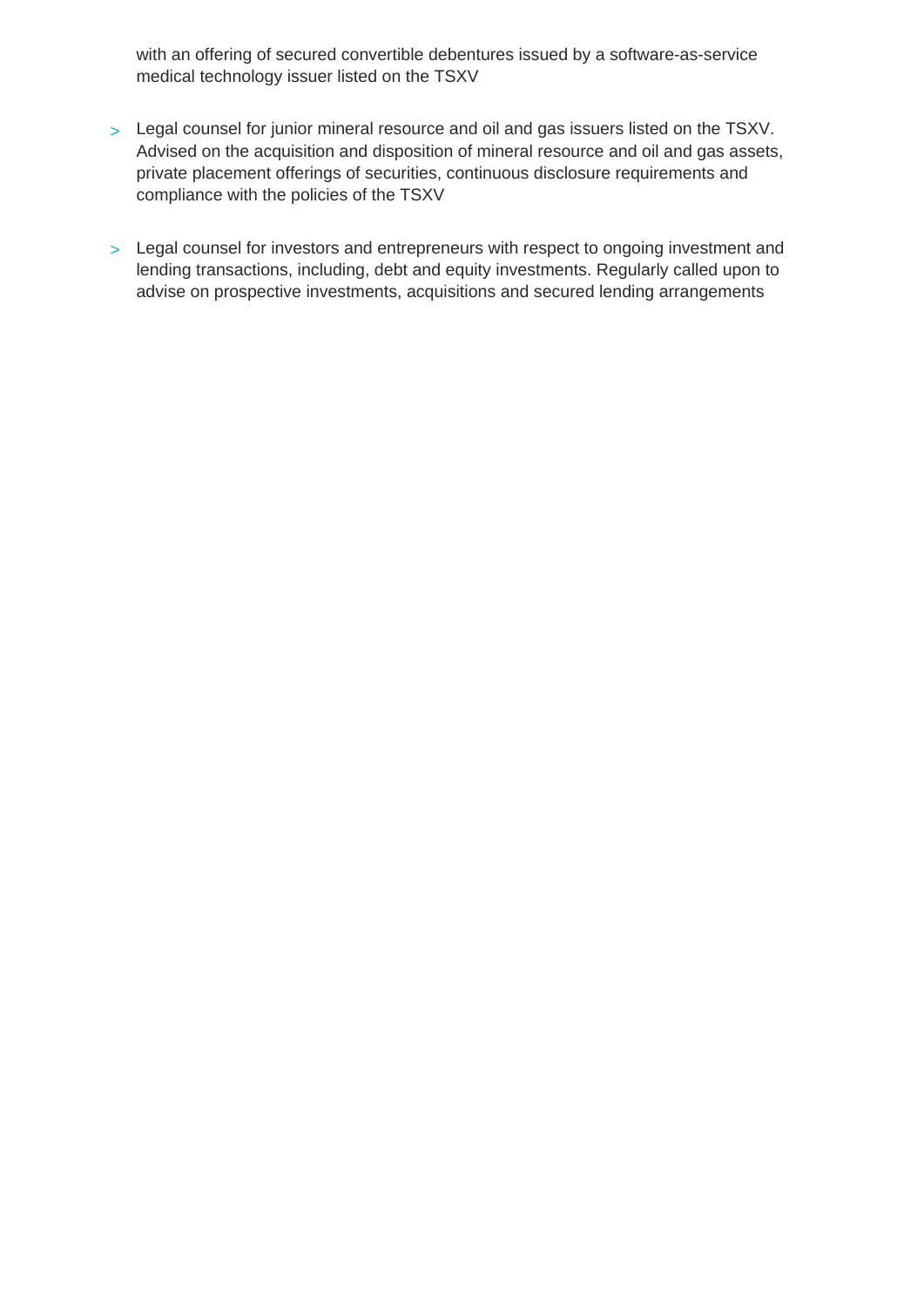with an offering of secured convertible debentures issued by a software-as-service medical technology issuer listed on the TSXV

- Legal counsel for junior mineral resource and oil and gas issuers listed on the TSXV. Advised on the acquisition and disposition of mineral resource and oil and gas assets, private placement offerings of securities, continuous disclosure requirements and compliance with the policies of the TSXV

- Legal counsel for investors and entrepreneurs with respect to ongoing investment and lending transactions, including, debt and equity investments. Regularly called upon to advise on prospective investments, acquisitions and secured lending arrangements